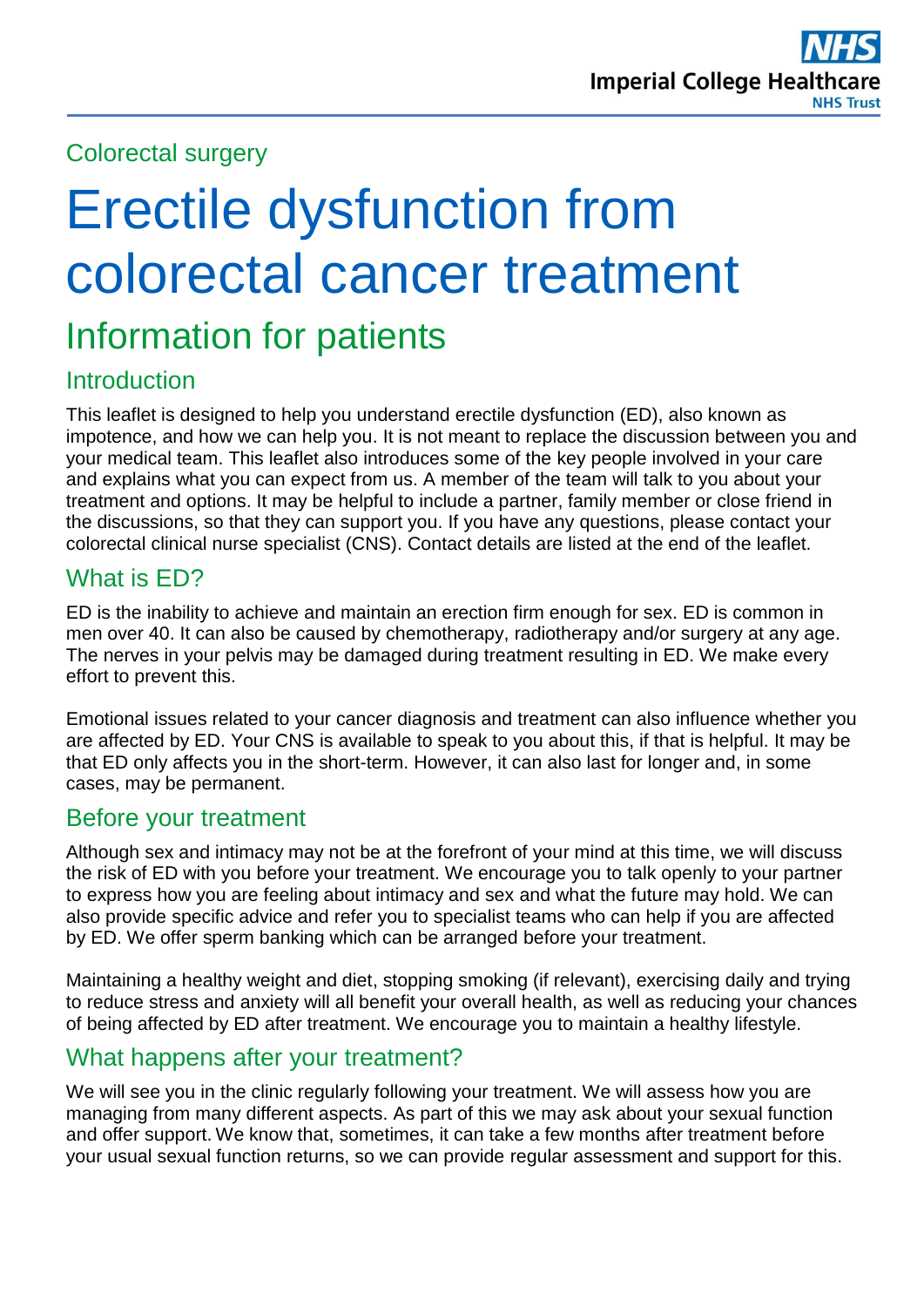Colorectal surgery

# Erectile dysfunction from colorectal cancer treatment

## Information for patients

### Introduction

This leaflet is designed to help you understand erectile dysfunction (ED), also known as impotence, and how we can help you. It is not meant to replace the discussion between you and your medical team. This leaflet also introduces some of the key people involved in your care and explains what you can expect from us. A member of the team will talk to you about your treatment and options. It may be helpful to include a partner, family member or close friend in the discussions, so that they can support you. If you have any questions, please contact your colorectal clinical nurse specialist (CNS). Contact details are listed at the end of the leaflet.

### What is ED?

ED is the inability to achieve and maintain an erection firm enough for sex. ED is common in men over 40. It can also be caused by chemotherapy, radiotherapy and/or surgery at any age. The nerves in your pelvis may be damaged during treatment resulting in ED. We make every effort to prevent this.

Emotional issues related to your cancer diagnosis and treatment can also influence whether you are affected by ED. Your CNS is available to speak to you about this, if that is helpful. It may be that ED only affects you in the short-term. However, it can also last for longer and, in some cases, may be permanent.

### Before your treatment

Although sex and intimacy may not be at the forefront of your mind at this time, we will discuss the risk of ED with you before your treatment. We encourage you to talk openly to your partner to express how you are feeling about intimacy and sex and what the future may hold. We can also provide specific advice and refer you to specialist teams who can help if you are affected by ED. We offer sperm banking which can be arranged before your treatment.

Maintaining a healthy weight and diet, stopping smoking (if relevant), exercising daily and trying to reduce stress and anxiety will all benefit your overall health, as well as reducing your chances of being affected by ED after treatment. We encourage you to maintain a healthy lifestyle.

### What happens after your treatment?

We will see you in the clinic regularly following your treatment. We will assess how you are managing from many different aspects. As part of this we may ask about your sexual function and offer support. We know that, sometimes, it can take a few months after treatment before your usual sexual function returns, so we can provide regular assessment and support for this.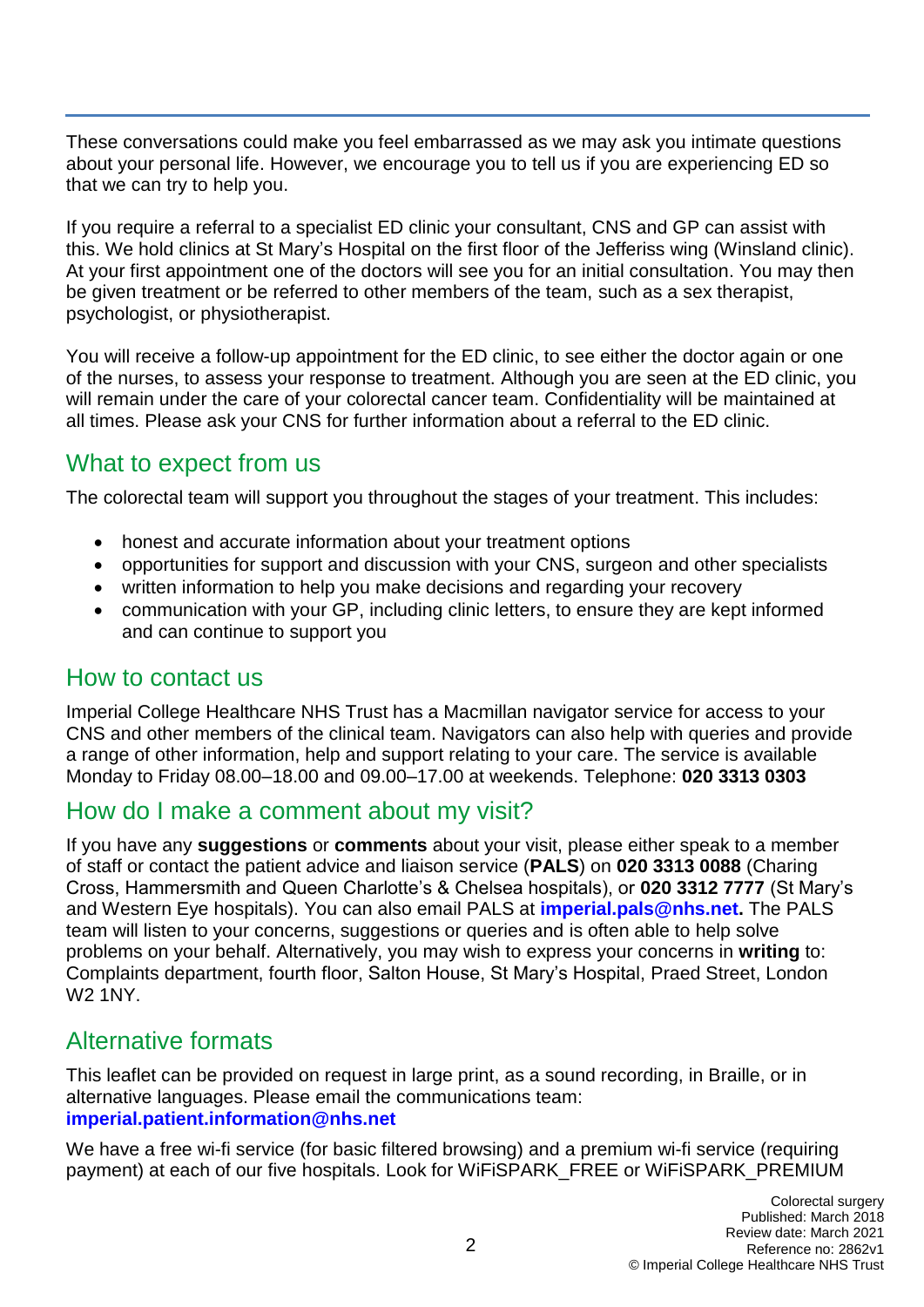These conversations could make you feel embarrassed as we may ask you intimate questions about your personal life. However, we encourage you to tell us if you are experiencing ED so that we can try to help you.

If you require a referral to a specialist ED clinic your consultant, CNS and GP can assist with this. We hold clinics at St Mary's Hospital on the first floor of the Jefferiss wing (Winsland clinic). At your first appointment one of the doctors will see you for an initial consultation. You may then be given treatment or be referred to other members of the team, such as a sex therapist, psychologist, or physiotherapist.

You will receive a follow-up appointment for the ED clinic, to see either the doctor again or one of the nurses, to assess your response to treatment. Although you are seen at the ED clinic, you will remain under the care of your colorectal cancer team. Confidentiality will be maintained at all times. Please ask your CNS for further information about a referral to the ED clinic.

## What to expect from us

The colorectal team will support you throughout the stages of your treatment. This includes:

- honest and accurate information about your treatment options
- opportunities for support and discussion with your CNS, surgeon and other specialists
- written information to help you make decisions and regarding your recovery
- communication with your GP, including clinic letters, to ensure they are kept informed and can continue to support you

## How to contact us

Imperial College Healthcare NHS Trust has a Macmillan navigator service for access to your CNS and other members of the clinical team. Navigators can also help with queries and provide a range of other information, help and support relating to your care. The service is available Monday to Friday 08.00–18.00 and 09.00–17.00 at weekends. Telephone: **020 3313 0303**

## How do I make a comment about my visit?

If you have any **suggestions** or **comments** about your visit, please either speak to a member of staff or contact the patient advice and liaison service (**PALS**) on **020 3313 0088** (Charing Cross, Hammersmith and Queen Charlotte's & Chelsea hospitals), or **020 3312 7777** (St Mary's and Western Eye hospitals). You can also email PALS at **imperial.pals@nhs.net.** The PALS team will listen to your concerns, suggestions or queries and is often able to help solve problems on your behalf. Alternatively, you may wish to express your concerns in **writing** to: Complaints department, fourth floor, Salton House, St Mary's Hospital, Praed Street, London W2 1NY.

## Alternative formats

This leaflet can be provided on request in large print, as a sound recording, in Braille, or in alternative languages. Please email the communications team: **imperial.patient.information@nhs.net**

We have a free wi-fi service (for basic filtered browsing) and a premium wi-fi service (requiring payment) at each of our five hospitals. Look for WiFiSPARK_FREE or WiFiSPARK_PREMIUM

Colorectal surgery
Published: March 2018
Review date: March 2021
Reference no: 2862v1
© Imperial College Healthcare NHS Trust